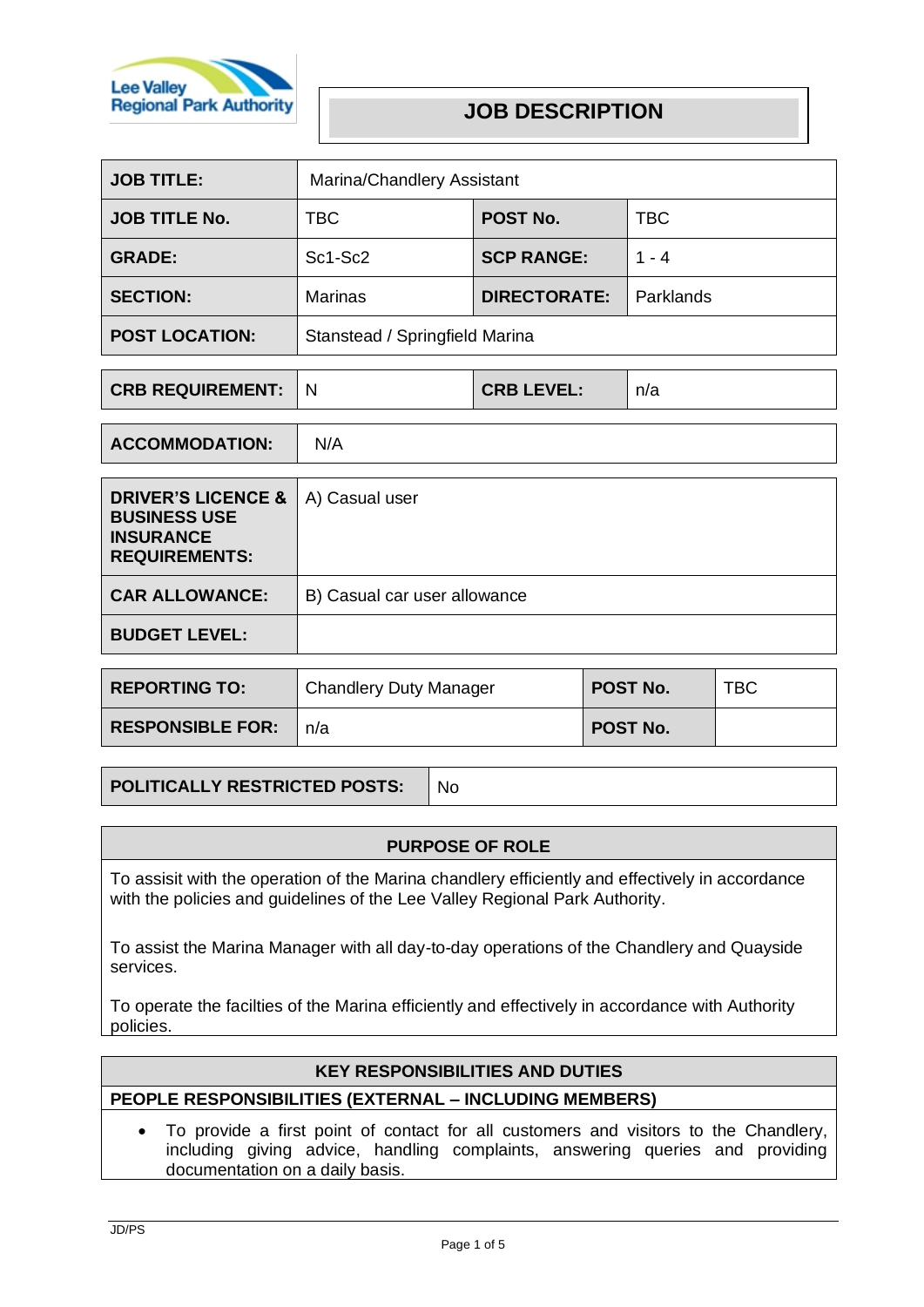Lee Valley Regional Park Authority

# JOB DESCRIPTION

| | | | |
|---|---|---|---|
| **JOB TITLE:** | Marina/Chandlery Assistant | | |
| **JOB TITLE No.** | TBC | **POST No.** | TBC |
| **GRADE:** | Sc1-Sc2 | **SCP RANGE:** | 1 - 4 |
| **SECTION:** | Marinas | **DIRECTORATE:** | Parklands |
| **POST LOCATION:** | Stanstead / Springfield Marina | | |

| | | | |
|---|---|---|---|
| **CRB REQUIREMENT:** | N | **CRB LEVEL:** | n/a |

| | |
|---|---|
| **ACCOMMODATION:** | N/A |

| | |
|---|---|
| **DRIVER'S LICENCE & BUSINESS USE INSURANCE REQUIREMENTS:** | A) Casual user |
| **CAR ALLOWANCE:** | B) Casual car user allowance |
| **BUDGET LEVEL:** | |

| | | | |
|---|---|---|---|
| **REPORTING TO:** | Chandlery Duty Manager | **POST No.** | TBC |
| **RESPONSIBLE FOR:** | n/a | **POST No.** | |

| | |
|---|---|
| **POLITICALLY RESTRICTED POSTS:** | No |

## PURPOSE OF ROLE

To assisit with the operation of the Marina chandlery efficiently and effectively in accordance with the policies and guidelines of the Lee Valley Regional Park Authority.

To assist the Marina Manager with all day-to-day operations of the Chandlery and Quayside services.

To operate the facilties of the Marina efficiently and effectively in accordance with Authority policies.

## KEY RESPONSIBILITIES AND DUTIES

### PEOPLE RESPONSIBILITIES (EXTERNAL – INCLUDING MEMBERS)

- To provide a first point of contact for all customers and visitors to the Chandlery, including giving advice, handling complaints, answering queries and providing documentation on a daily basis.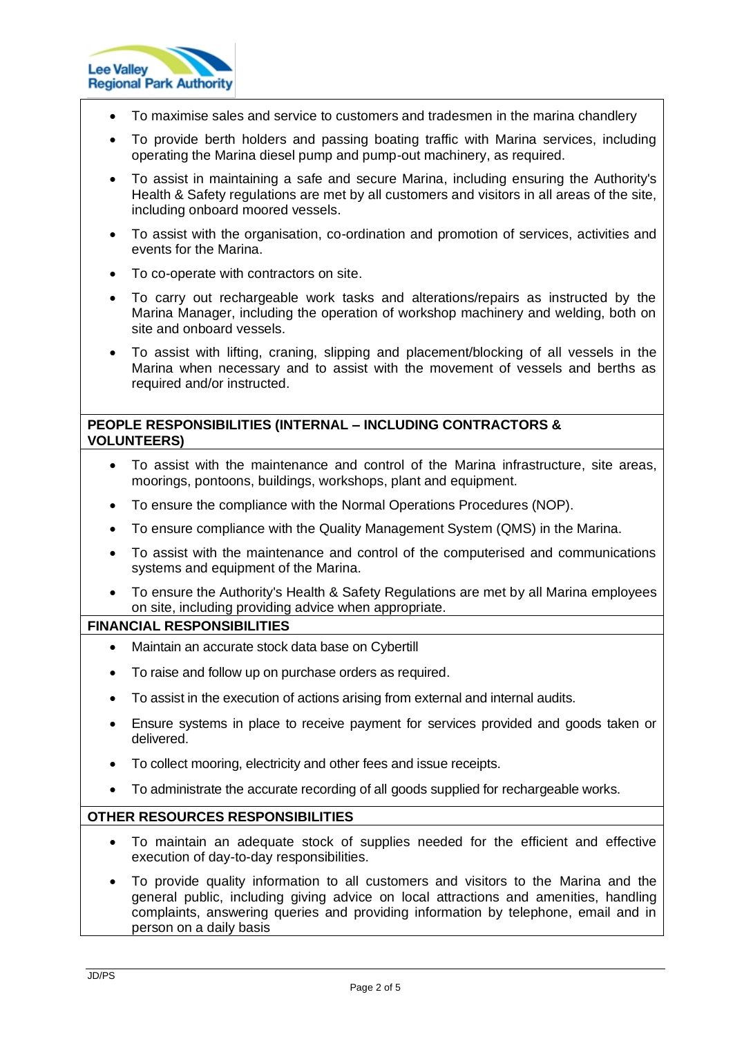- To maximise sales and service to customers and tradesmen in the marina chandlery
- To provide berth holders and passing boating traffic with Marina services, including operating the Marina diesel pump and pump-out machinery, as required.
- To assist in maintaining a safe and secure Marina, including ensuring the Authority's Health & Safety regulations are met by all customers and visitors in all areas of the site, including onboard moored vessels.
- To assist with the organisation, co-ordination and promotion of services, activities and events for the Marina.
- To co-operate with contractors on site.
- To carry out rechargeable work tasks and alterations/repairs as instructed by the Marina Manager, including the operation of workshop machinery and welding, both on site and onboard vessels.
- To assist with lifting, craning, slipping and placement/blocking of all vessels in the Marina when necessary and to assist with the movement of vessels and berths as required and/or instructed.

**PEOPLE RESPONSIBILITIES (INTERNAL – INCLUDING CONTRACTORS & VOLUNTEERS)**

- To assist with the maintenance and control of the Marina infrastructure, site areas, moorings, pontoons, buildings, workshops, plant and equipment.
- To ensure the compliance with the Normal Operations Procedures (NOP).
- To ensure compliance with the Quality Management System (QMS) in the Marina.
- To assist with the maintenance and control of the computerised and communications systems and equipment of the Marina.
- To ensure the Authority's Health & Safety Regulations are met by all Marina employees on site, including providing advice when appropriate.

**FINANCIAL RESPONSIBILITIES**

- Maintain an accurate stock data base on Cybertill
- To raise and follow up on purchase orders as required.
- To assist in the execution of actions arising from external and internal audits.
- Ensure systems in place to receive payment for services provided and goods taken or delivered.
- To collect mooring, electricity and other fees and issue receipts.
- To administrate the accurate recording of all goods supplied for rechargeable works.

**OTHER RESOURCES RESPONSIBILITIES**

- To maintain an adequate stock of supplies needed for the efficient and effective execution of day-to-day responsibilities.
- To provide quality information to all customers and visitors to the Marina and the general public, including giving advice on local attractions and amenities, handling complaints, answering queries and providing information by telephone, email and in person on a daily basis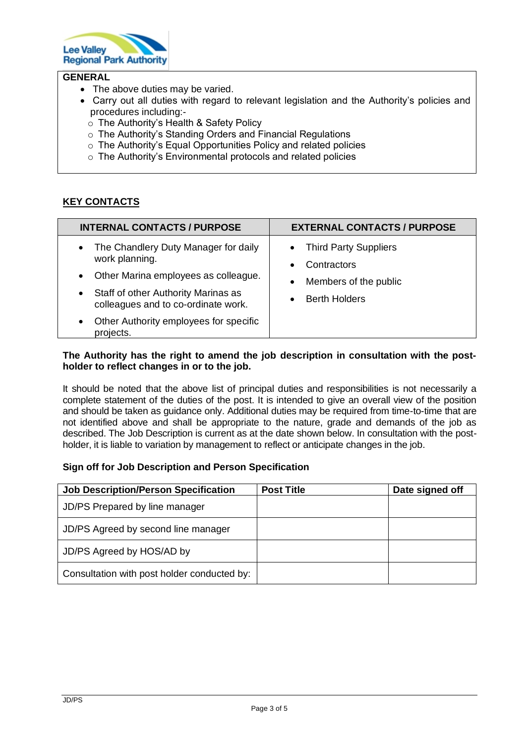**GENERAL**

- The above duties may be varied.
- Carry out all duties with regard to relevant legislation and the Authority's policies and procedures including:-
  - The Authority's Health & Safety Policy
  - The Authority's Standing Orders and Financial Regulations
  - The Authority's Equal Opportunities Policy and related policies
  - The Authority's Environmental protocols and related policies

## KEY CONTACTS

| INTERNAL CONTACTS / PURPOSE | EXTERNAL CONTACTS / PURPOSE |
|---|---|
| • The Chandlery Duty Manager for daily work planning.<br>• Other Marina employees as colleague.<br>• Staff of other Authority Marinas as colleagues and to co-ordinate work.<br>• Other Authority employees for specific projects. | • Third Party Suppliers<br>• Contractors<br>• Members of the public<br>• Berth Holders |

**The Authority has the right to amend the job description in consultation with the post-holder to reflect changes in or to the job.**

It should be noted that the above list of principal duties and responsibilities is not necessarily a complete statement of the duties of the post. It is intended to give an overall view of the position and should be taken as guidance only. Additional duties may be required from time-to-time that are not identified above and shall be appropriate to the nature, grade and demands of the job as described. The Job Description is current as at the date shown below. In consultation with the post-holder, it is liable to variation by management to reflect or anticipate changes in the job.

**Sign off for Job Description and Person Specification**

| Job Description/Person Specification | Post Title | Date signed off |
|---|---|---|
| JD/PS Prepared by line manager | | |
| JD/PS Agreed by second line manager | | |
| JD/PS Agreed by HOS/AD by | | |
| Consultation with post holder conducted by: | | |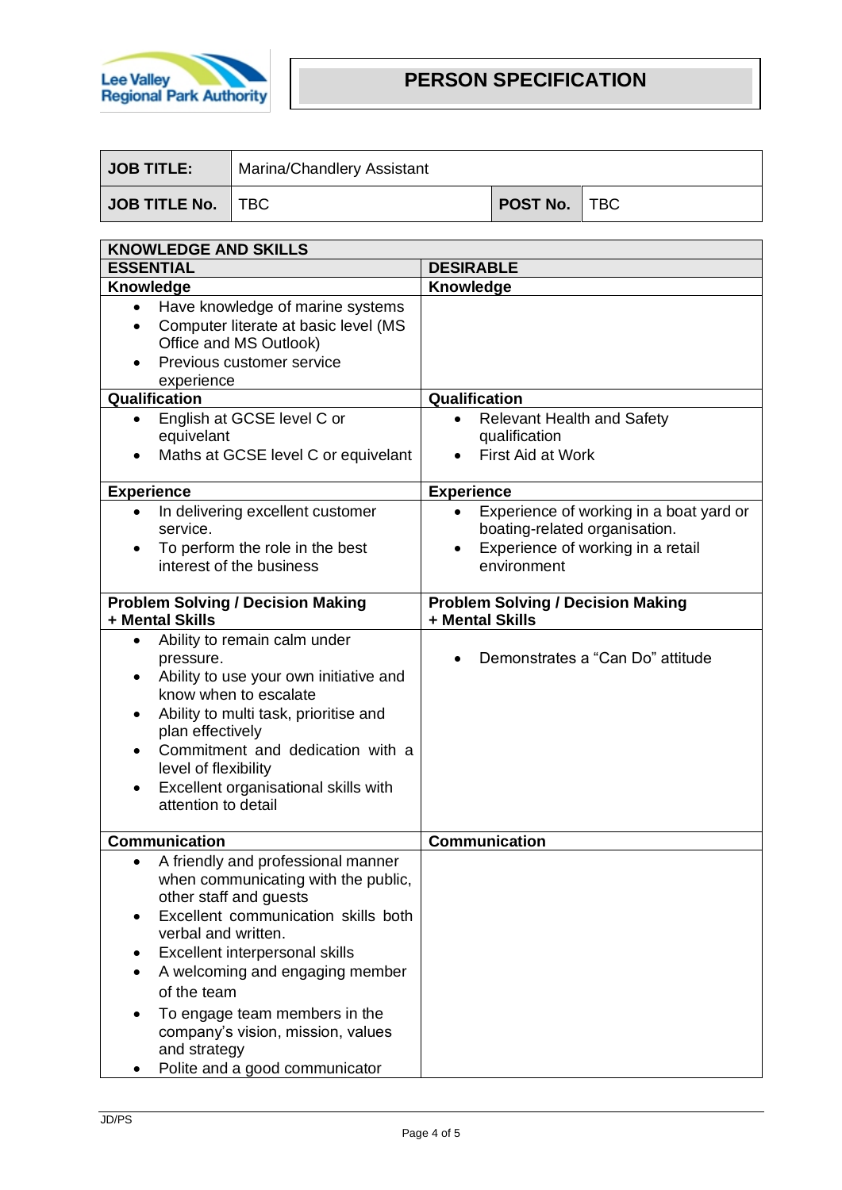Lee Valley Regional Park Authority

# PERSON SPECIFICATION

| JOB TITLE: | Marina/Chandlery Assistant | | |
|---|---|---|---|
| JOB TITLE No. | TBC | POST No. | TBC |

| KNOWLEDGE AND SKILLS | |
|---|---|
| **ESSENTIAL** | **DESIRABLE** |
| **Knowledge** | **Knowledge** |
| • Have knowledge of marine systems<br>• Computer literate at basic level (MS Office and MS Outlook)<br>• Previous customer service experience | |
| **Qualification** | **Qualification** |
| • English at GCSE level C or equivelant<br>• Maths at GCSE level C or equivelant | • Relevant Health and Safety qualification<br>• First Aid at Work |
| **Experience** | **Experience** |
| • In delivering excellent customer service.<br>• To perform the role in the best interest of the business | • Experience of working in a boat yard or boating-related organisation.<br>• Experience of working in a retail environment |
| **Problem Solving / Decision Making + Mental Skills** | **Problem Solving / Decision Making + Mental Skills** |
| • Ability to remain calm under pressure.<br>• Ability to use your own initiative and know when to escalate<br>• Ability to multi task, prioritise and plan effectively<br>• Commitment and dedication with a level of flexibility<br>• Excellent organisational skills with attention to detail | • Demonstrates a "Can Do" attitude |
| **Communication** | **Communication** |
| • A friendly and professional manner when communicating with the public, other staff and guests<br>• Excellent communication skills both verbal and written.<br>• Excellent interpersonal skills<br>• A welcoming and engaging member of the team<br>• To engage team members in the company's vision, mission, values and strategy<br>• Polite and a good communicator | |

JD/PS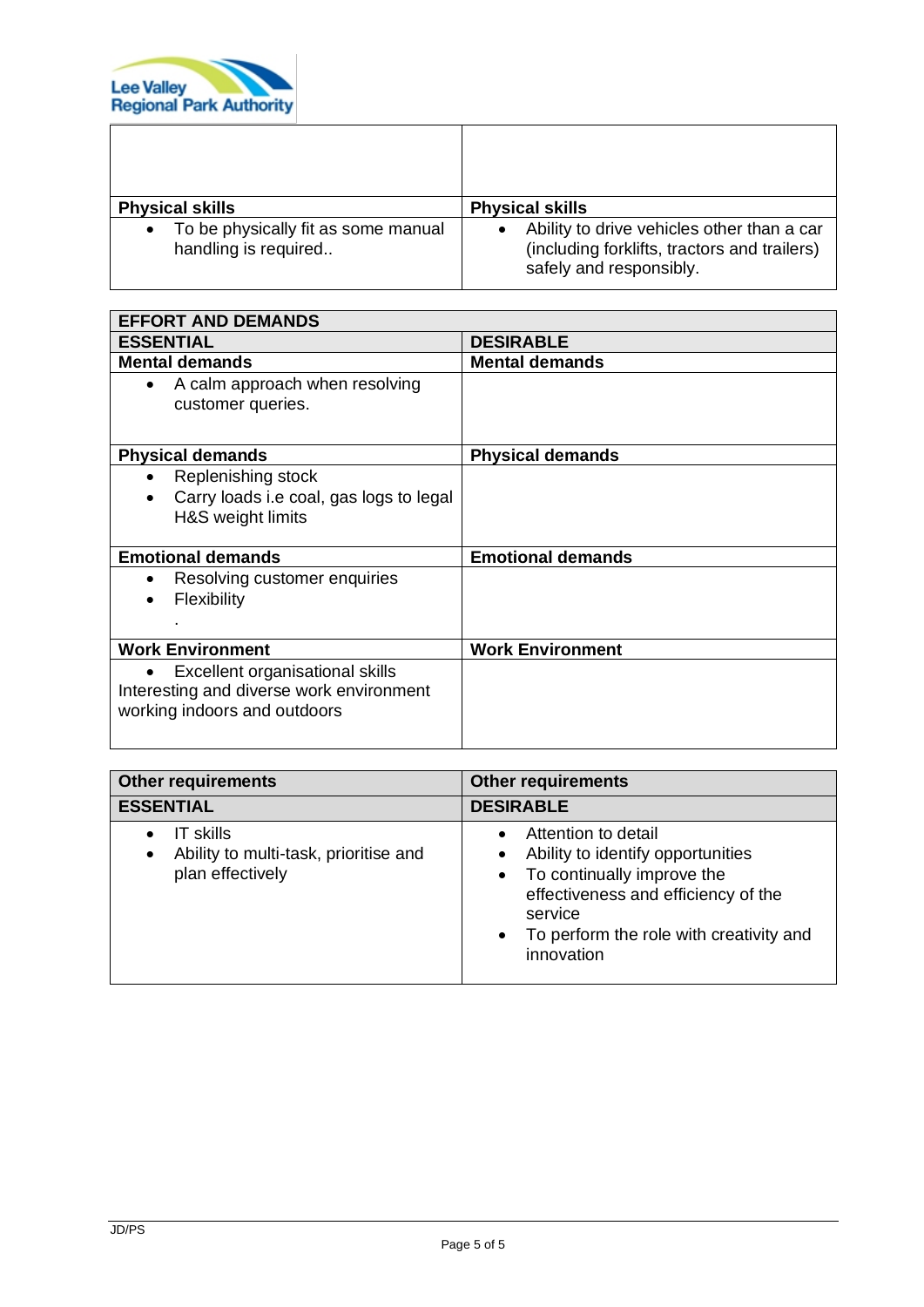| | |
|---|---|
| | |
| **Physical skills** | **Physical skills** |
| • To be physically fit as some manual handling is required.. | • Ability to drive vehicles other than a car (including forklifts, tractors and trailers) safely and responsibly. |

| **EFFORT AND DEMANDS** | |
|---|---|
| **ESSENTIAL** | **DESIRABLE** |
| **Mental demands** | **Mental demands** |
| • A calm approach when resolving customer queries. | |
| **Physical demands** | **Physical demands** |
| • Replenishing stock<br>• Carry loads i.e coal, gas logs to legal H&S weight limits | |
| **Emotional demands** | **Emotional demands** |
| • Resolving customer enquiries<br>• Flexibility<br>. | |
| **Work Environment** | **Work Environment** |
| • Excellent organisational skills<br>Interesting and diverse work environment working indoors and outdoors | |

| **Other requirements** | **Other requirements** |
|---|---|
| **ESSENTIAL** | **DESIRABLE** |
| • IT skills<br>• Ability to multi-task, prioritise and plan effectively | • Attention to detail<br>• Ability to identify opportunities<br>• To continually improve the effectiveness and efficiency of the service<br>• To perform the role with creativity and innovation |

JD/PS